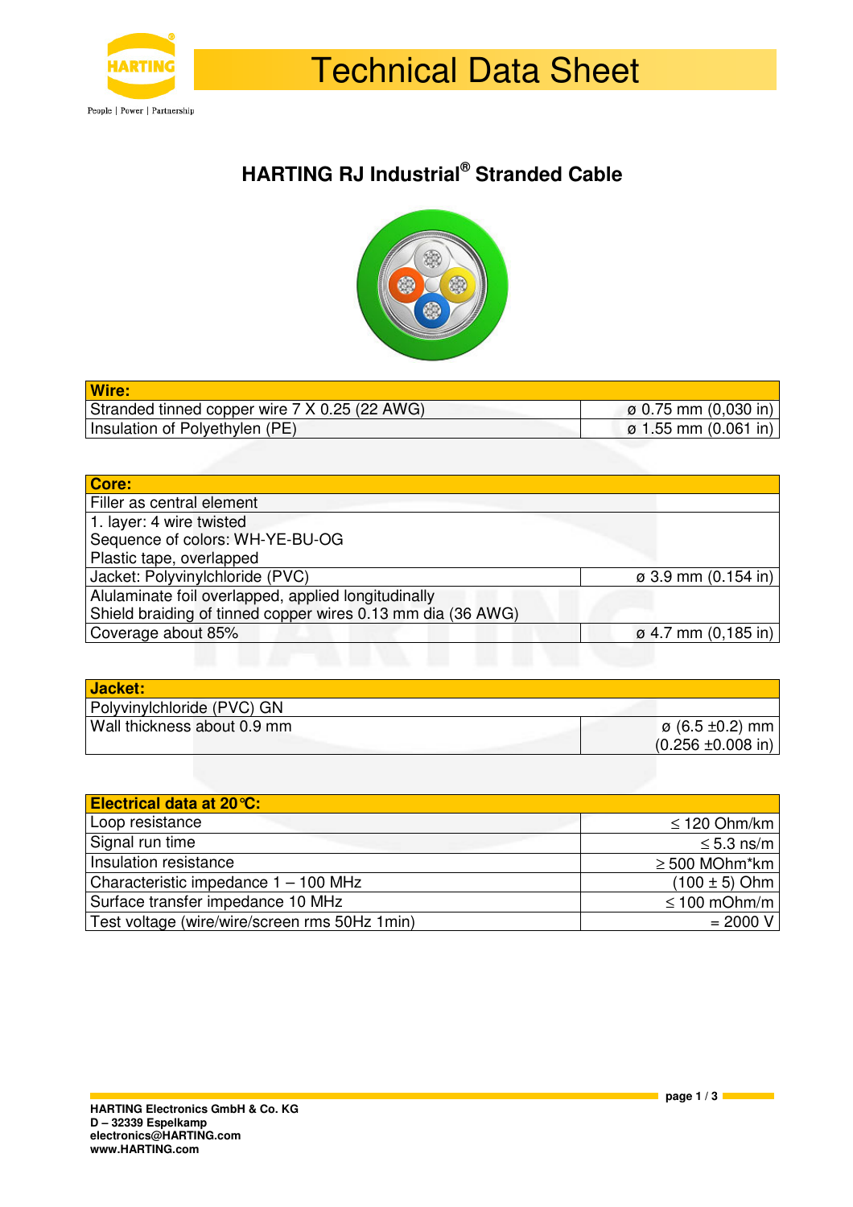# Technical Data Sheet

## HARTING RJ Industrial® Stranded Cable

| Wire: | |
|---|---|
| Stranded tinned copper wire 7 X 0.25 (22 AWG) | ø 0.75 mm (0,030 in) |
| Insulation of Polyethylen (PE) | ø 1.55 mm (0.061 in) |

| Core: | |
|---|---|
| Filler as central element | |
| 1. layer: 4 wire twisted<br>Sequence of colors: WH-YE-BU-OG<br>Plastic tape, overlapped | |
| Jacket: Polyvinylchloride (PVC) | ø 3.9 mm (0.154 in) |
| Alulaminate foil overlapped, applied longitudinally<br>Shield braiding of tinned copper wires 0.13 mm dia (36 AWG) | |
| Coverage about 85% | ø 4.7 mm (0,185 in) |

| Jacket: | |
|---|---|
| Polyvinylchloride (PVC) GN | |
| Wall thickness about 0.9 mm | ø (6.5 ±0.2) mm<br>(0.256 ±0.008 in) |

| Electrical data at 20°C: | |
|---|---|
| Loop resistance | ≤ 120 Ohm/km |
| Signal run time | ≤ 5.3 ns/m |
| Insulation resistance | ≥ 500 MOhm*km |
| Characteristic impedance 1 – 100 MHz | (100 ± 5) Ohm |
| Surface transfer impedance 10 MHz | ≤ 100 mOhm/m |
| Test voltage (wire/wire/screen rms 50Hz 1min) | = 2000 V |

**HARTING Electronics GmbH & Co. KG**
**D – 32339 Espelkamp**
**electronics@HARTING.com**
**www.HARTING.com**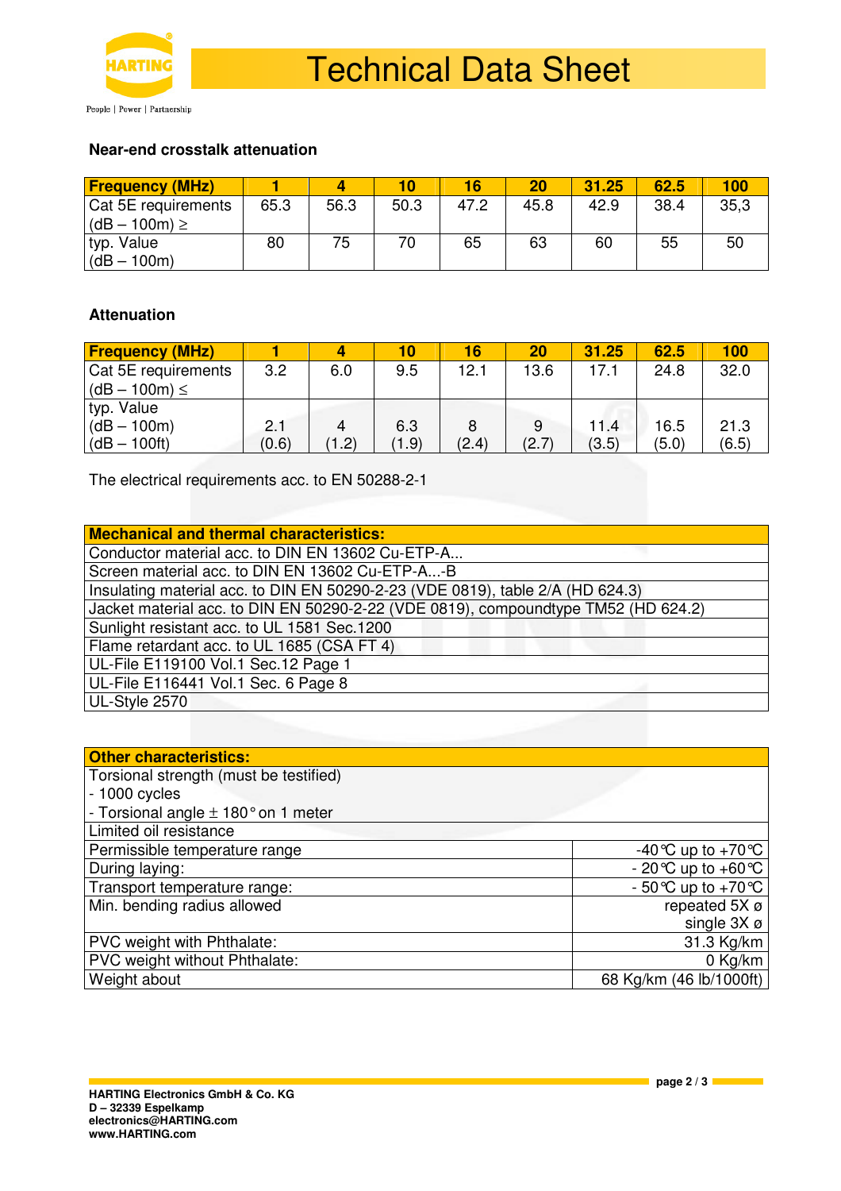### Near-end crosstalk attenuation

| Frequency (MHz) | 1 | 4 | 10 | 16 | 20 | 31.25 | 62.5 | 100 |
|---|---|---|---|---|---|---|---|---|
| Cat 5E requirements (dB – 100m) ≥ | 65.3 | 56.3 | 50.3 | 47.2 | 45.8 | 42.9 | 38.4 | 35,3 |
| typ. Value (dB – 100m) | 80 | 75 | 70 | 65 | 63 | 60 | 55 | 50 |

### Attenuation

| Frequency (MHz) | 1 | 4 | 10 | 16 | 20 | 31.25 | 62.5 | 100 |
|---|---|---|---|---|---|---|---|---|
| Cat 5E requirements (dB – 100m) ≤ | 3.2 | 6.0 | 9.5 | 12.1 | 13.6 | 17.1 | 24.8 | 32.0 |
| typ. Value (dB – 100m) (dB – 100ft) | 2.1 (0.6) | 4 (1.2) | 6.3 (1.9) | 8 (2.4) | 9 (2.7) | 11.4 (3.5) | 16.5 (5.0) | 21.3 (6.5) |

The electrical requirements acc. to EN 50288-2-1

| Mechanical and thermal characteristics: |
|---|
| Conductor material acc. to DIN EN 13602 Cu-ETP-A... |
| Screen material acc. to DIN EN 13602 Cu-ETP-A...-B |
| Insulating material acc. to DIN EN 50290-2-23 (VDE 0819), table 2/A (HD 624.3) |
| Jacket material acc. to DIN EN 50290-2-22 (VDE 0819), compoundtype TM52 (HD 624.2) |
| Sunlight resistant acc. to UL 1581 Sec.1200 |
| Flame retardant acc. to UL 1685 (CSA FT 4) |
| UL-File E119100 Vol.1 Sec.12 Page 1 |
| UL-File E116441 Vol.1 Sec. 6 Page 8 |
| UL-Style 2570 |

| Other characteristics: | |
|---|---|
| Torsional strength (must be testified)<br>- 1000 cycles<br>- Torsional angle ± 180° on 1 meter | |
| Limited oil resistance | |
| Permissible temperature range | -40°C up to +70°C |
| During laying: | - 20°C up to +60°C |
| Transport temperature range: | - 50°C up to +70°C |
| Min. bending radius allowed | repeated 5X ø<br>single 3X ø |
| PVC weight with Phthalate: | 31.3 Kg/km |
| PVC weight without Phthalate: | 0 Kg/km |
| Weight about | 68 Kg/km (46 lb/1000ft) |

**HARTING Electronics GmbH & Co. KG**
**D – 32339 Espelkamp**
**electronics@HARTING.com**
**www.HARTING.com**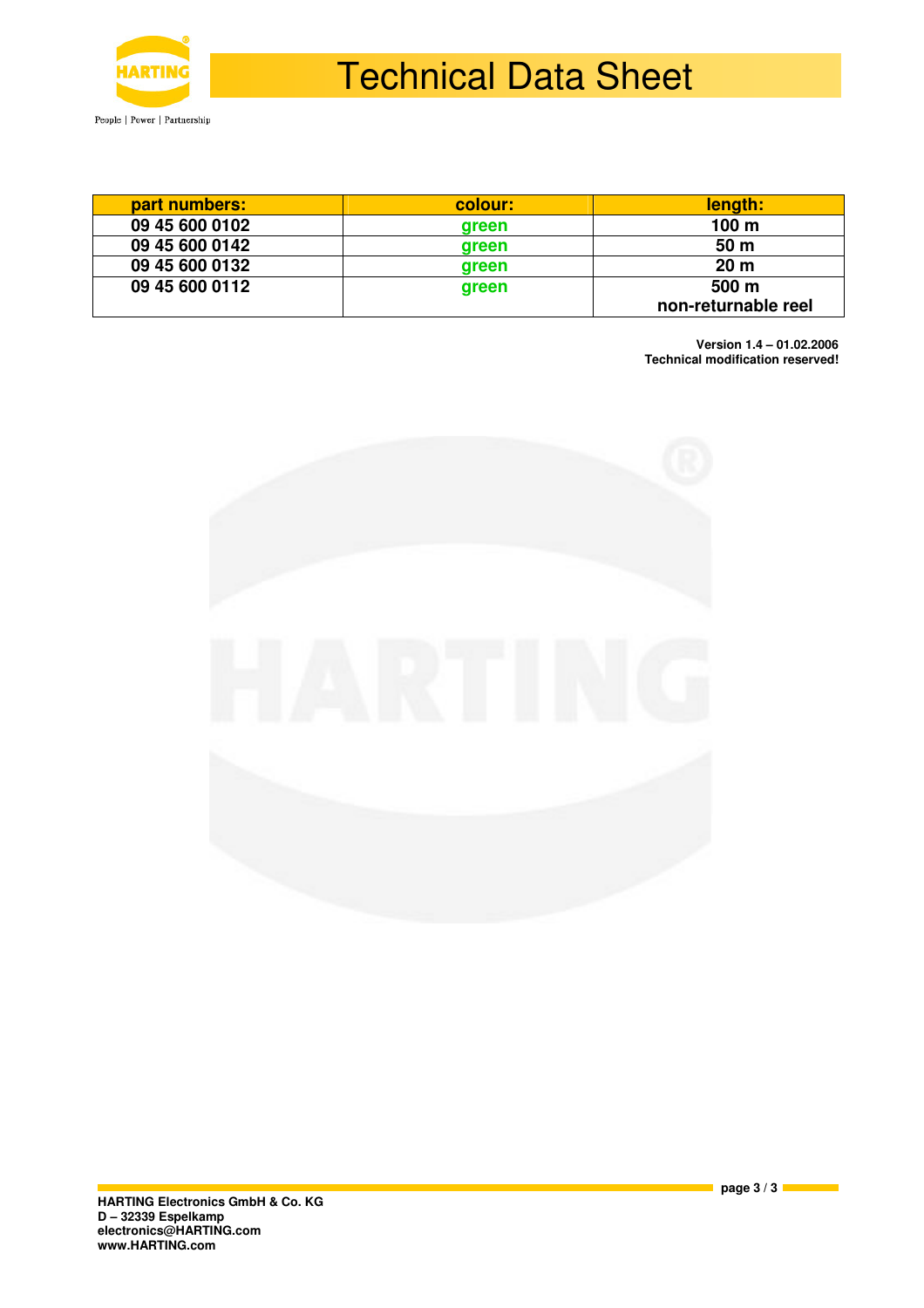| part numbers: | colour: | length: |
|---|---|---|
| 09 45 600 0102 | green | 100 m |
| 09 45 600 0142 | green | 50 m |
| 09 45 600 0132 | green | 20 m |
| 09 45 600 0112 | green | 500 m non-returnable reel |

**Version 1.4 – 01.02.2006**
**Technical modification reserved!**

**HARTING Electronics GmbH & Co. KG**
**D – 32339 Espelkamp**
**electronics@HARTING.com**
**www.HARTING.com**